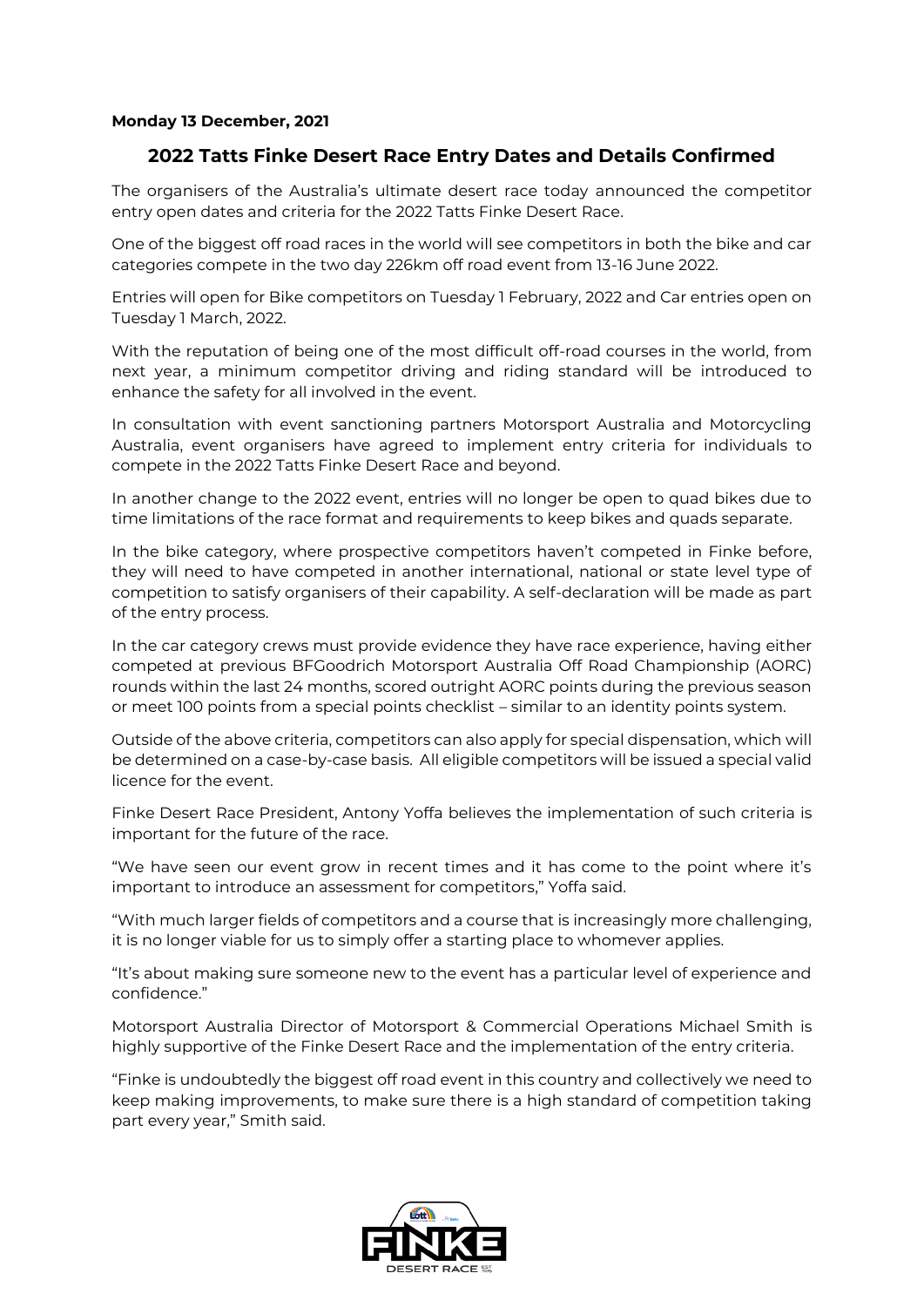**Monday 13 December, 2021**

## 2022 Tatts Finke Desert Race Entry Dates and Details Confirmed

The organisers of the Australia's ultimate desert race today announced the competitor entry open dates and criteria for the 2022 Tatts Finke Desert Race.

One of the biggest off road races in the world will see competitors in both the bike and car categories compete in the two day 226km off road event from 13-16 June 2022.

Entries will open for Bike competitors on Tuesday 1 February, 2022 and Car entries open on Tuesday 1 March, 2022.

With the reputation of being one of the most difficult off-road courses in the world, from next year, a minimum competitor driving and riding standard will be introduced to enhance the safety for all involved in the event.

In consultation with event sanctioning partners Motorsport Australia and Motorcycling Australia, event organisers have agreed to implement entry criteria for individuals to compete in the 2022 Tatts Finke Desert Race and beyond.

In another change to the 2022 event, entries will no longer be open to quad bikes due to time limitations of the race format and requirements to keep bikes and quads separate.

In the bike category, where prospective competitors haven't competed in Finke before, they will need to have competed in another international, national or state level type of competition to satisfy organisers of their capability. A self-declaration will be made as part of the entry process.

In the car category crews must provide evidence they have race experience, having either competed at previous BFGoodrich Motorsport Australia Off Road Championship (AORC) rounds within the last 24 months, scored outright AORC points during the previous season or meet 100 points from a special points checklist – similar to an identity points system.

Outside of the above criteria, competitors can also apply for special dispensation, which will be determined on a case-by-case basis. All eligible competitors will be issued a special valid licence for the event.

Finke Desert Race President, Antony Yoffa believes the implementation of such criteria is important for the future of the race.

"We have seen our event grow in recent times and it has come to the point where it's important to introduce an assessment for competitors," Yoffa said.

"With much larger fields of competitors and a course that is increasingly more challenging, it is no longer viable for us to simply offer a starting place to whomever applies.

"It's about making sure someone new to the event has a particular level of experience and confidence."

Motorsport Australia Director of Motorsport & Commercial Operations Michael Smith is highly supportive of the Finke Desert Race and the implementation of the entry criteria.

"Finke is undoubtedly the biggest off road event in this country and collectively we need to keep making improvements, to make sure there is a high standard of competition taking part every year," Smith said.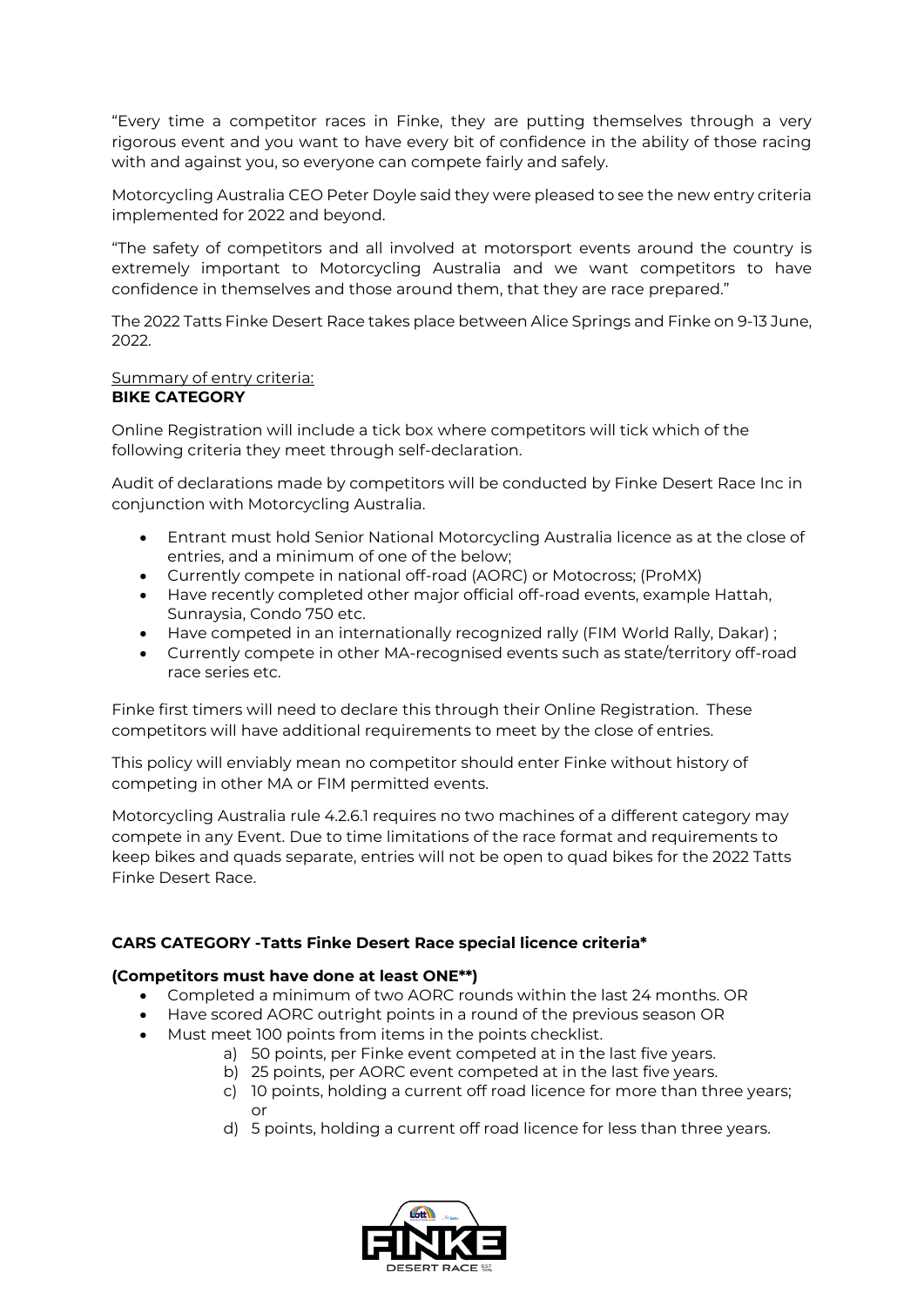"Every time a competitor races in Finke, they are putting themselves through a very rigorous event and you want to have every bit of confidence in the ability of those racing with and against you, so everyone can compete fairly and safely.

Motorcycling Australia CEO Peter Doyle said they were pleased to see the new entry criteria implemented for 2022 and beyond.

"The safety of competitors and all involved at motorsport events around the country is extremely important to Motorcycling Australia and we want competitors to have confidence in themselves and those around them, that they are race prepared."

The 2022 Tatts Finke Desert Race takes place between Alice Springs and Finke on 9-13 June, 2022.

Summary of entry criteria:
**BIKE CATEGORY**

Online Registration will include a tick box where competitors will tick which of the following criteria they meet through self-declaration.

Audit of declarations made by competitors will be conducted by Finke Desert Race Inc in conjunction with Motorcycling Australia.

- Entrant must hold Senior National Motorcycling Australia licence as at the close of entries, and a minimum of one of the below;
- Currently compete in national off-road (AORC) or Motocross; (ProMX)
- Have recently completed other major official off-road events, example Hattah, Sunraysia, Condo 750 etc.
- Have competed in an internationally recognized rally (FIM World Rally, Dakar) ;
- Currently compete in other MA-recognised events such as state/territory off-road race series etc.

Finke first timers will need to declare this through their Online Registration. These competitors will have additional requirements to meet by the close of entries.

This policy will enviably mean no competitor should enter Finke without history of competing in other MA or FIM permitted events.

Motorcycling Australia rule 4.2.6.1 requires no two machines of a different category may compete in any Event. Due to time limitations of the race format and requirements to keep bikes and quads separate, entries will not be open to quad bikes for the 2022 Tatts Finke Desert Race.

**CARS CATEGORY -Tatts Finke Desert Race special licence criteria***

**(Competitors must have done at least ONE**)**

- Completed a minimum of two AORC rounds within the last 24 months. OR
- Have scored AORC outright points in a round of the previous season OR
- Must meet 100 points from items in the points checklist.
  a) 50 points, per Finke event competed at in the last five years.
  b) 25 points, per AORC event competed at in the last five years.
  c) 10 points, holding a current off road licence for more than three years; or
  d) 5 points, holding a current off road licence for less than three years.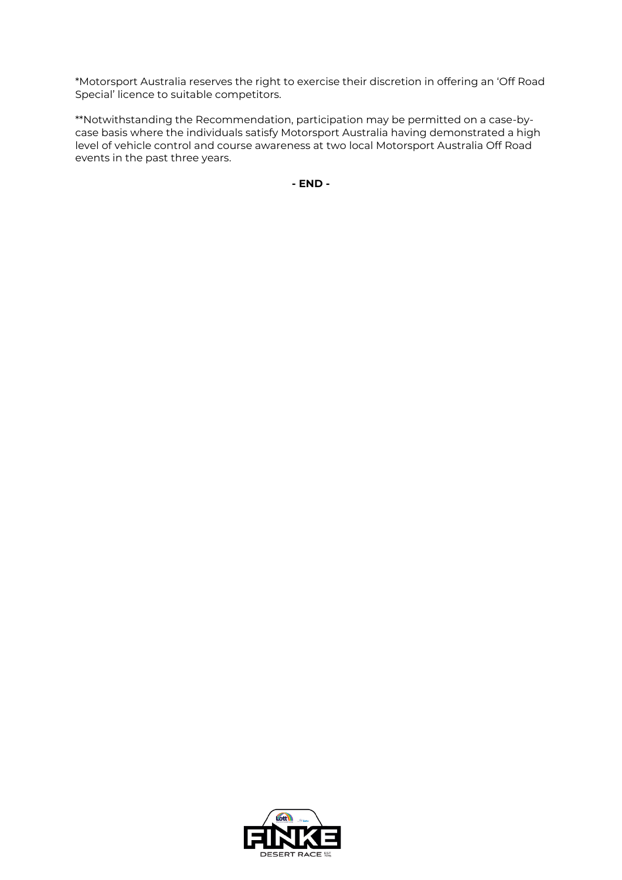*Motorsport Australia reserves the right to exercise their discretion in offering an 'Off Road Special' licence to suitable competitors.

**Notwithstanding the Recommendation, participation may be permitted on a case-by-case basis where the individuals satisfy Motorsport Australia having demonstrated a high level of vehicle control and course awareness at two local Motorsport Australia Off Road events in the past three years.

**- END -**